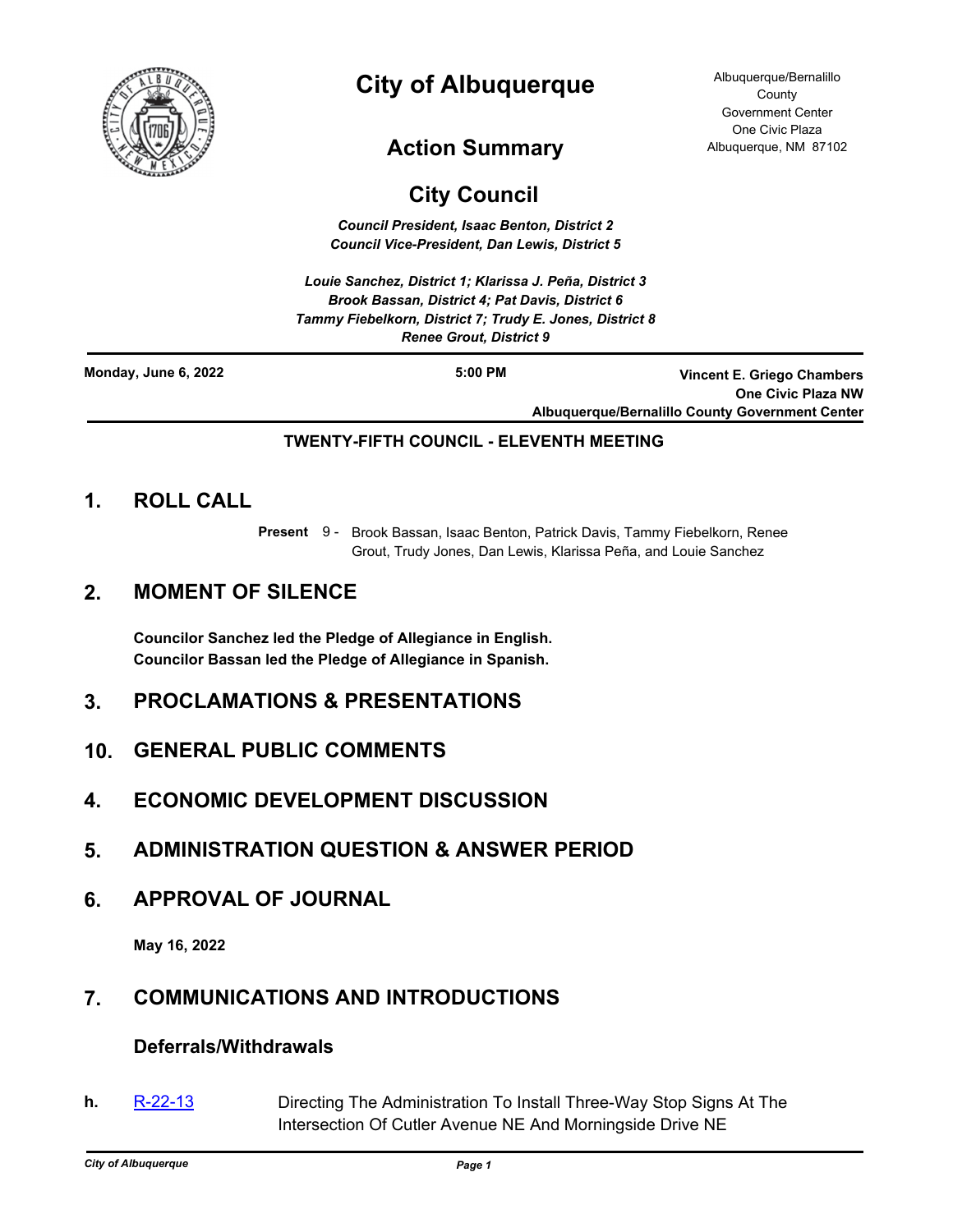# City of Albuquerque

Albuquerque/Bernalillo County Government Center
One Civic Plaza
Albuquerque, NM 87102

## Action Summary

## City Council

***Council President, Isaac Benton, District 2***
***Council Vice-President, Dan Lewis, District 5***

***Louie Sanchez, District 1; Klarissa J. Peña, District 3***
***Brook Bassan, District 4; Pat Davis, District 6***
***Tammy Fiebelkorn, District 7; Trudy E. Jones, District 8***
***Renee Grout, District 9***

**Monday, June 6, 2022** | **5:00 PM** | **Vincent E. Griego Chambers, One Civic Plaza NW, Albuquerque/Bernalillo County Government Center**

**TWENTY-FIFTH COUNCIL - ELEVENTH MEETING**

## 1. ROLL CALL

**Present** 9 - Brook Bassan, Isaac Benton, Patrick Davis, Tammy Fiebelkorn, Renee Grout, Trudy Jones, Dan Lewis, Klarissa Peña, and Louie Sanchez

## 2. MOMENT OF SILENCE

**Councilor Sanchez led the Pledge of Allegiance in English.**
**Councilor Bassan led the Pledge of Allegiance in Spanish.**

## 3. PROCLAMATIONS & PRESENTATIONS

## 10. GENERAL PUBLIC COMMENTS

## 4. ECONOMIC DEVELOPMENT DISCUSSION

## 5. ADMINISTRATION QUESTION & ANSWER PERIOD

## 6. APPROVAL OF JOURNAL

**May 16, 2022**

## 7. COMMUNICATIONS AND INTRODUCTIONS

### Deferrals/Withdrawals

**h.** R-22-13 Directing The Administration To Install Three-Way Stop Signs At The Intersection Of Cutler Avenue NE And Morningside Drive NE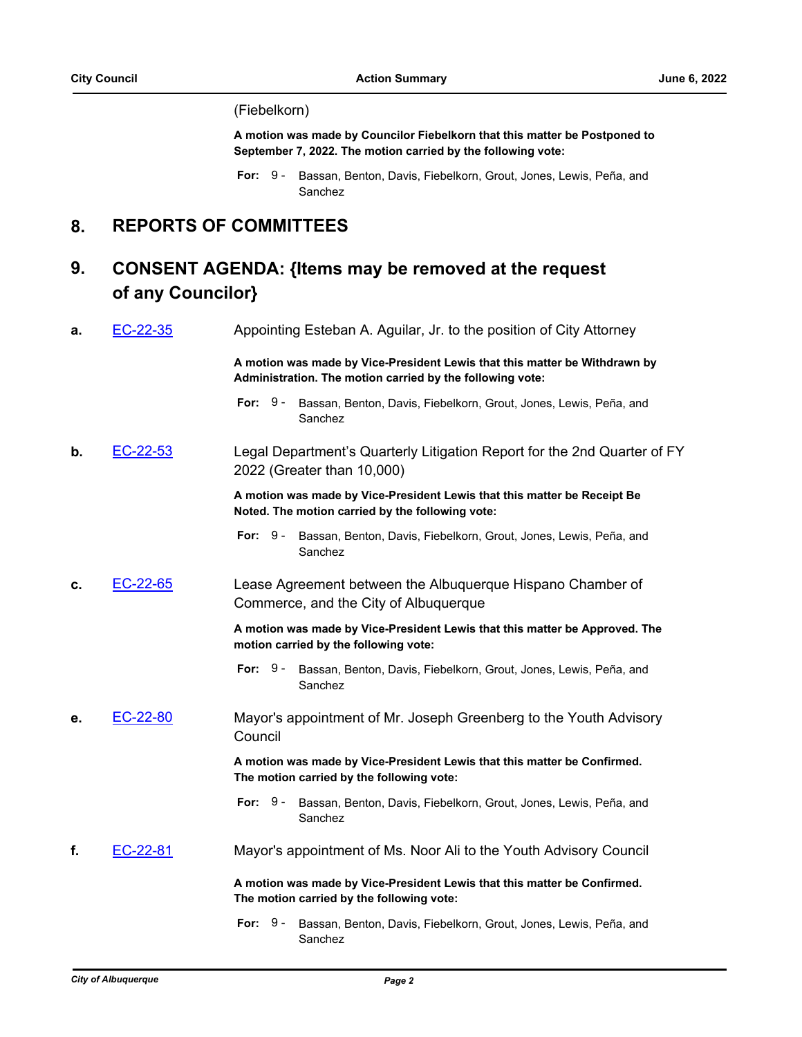(Fiebelkorn)

**A motion was made by Councilor Fiebelkorn that this matter be Postponed to September 7, 2022. The motion carried by the following vote:**

**For:** 9 - Bassan, Benton, Davis, Fiebelkorn, Grout, Jones, Lewis, Peña, and Sanchez

## 8. REPORTS OF COMMITTEES

## 9. CONSENT AGENDA: {Items may be removed at the request of any Councilor}

**a.** EC-22-35 Appointing Esteban A. Aguilar, Jr. to the position of City Attorney

**A motion was made by Vice-President Lewis that this matter be Withdrawn by Administration. The motion carried by the following vote:**

**For:** 9 - Bassan, Benton, Davis, Fiebelkorn, Grout, Jones, Lewis, Peña, and Sanchez

**b.** EC-22-53 Legal Department's Quarterly Litigation Report for the 2nd Quarter of FY 2022 (Greater than 10,000)

**A motion was made by Vice-President Lewis that this matter be Receipt Be Noted. The motion carried by the following vote:**

**For:** 9 - Bassan, Benton, Davis, Fiebelkorn, Grout, Jones, Lewis, Peña, and Sanchez

**c.** EC-22-65 Lease Agreement between the Albuquerque Hispano Chamber of Commerce, and the City of Albuquerque

**A motion was made by Vice-President Lewis that this matter be Approved. The motion carried by the following vote:**

**For:** 9 - Bassan, Benton, Davis, Fiebelkorn, Grout, Jones, Lewis, Peña, and Sanchez

**e.** EC-22-80 Mayor's appointment of Mr. Joseph Greenberg to the Youth Advisory Council

**A motion was made by Vice-President Lewis that this matter be Confirmed. The motion carried by the following vote:**

**For:** 9 - Bassan, Benton, Davis, Fiebelkorn, Grout, Jones, Lewis, Peña, and Sanchez

**f.** EC-22-81 Mayor's appointment of Ms. Noor Ali to the Youth Advisory Council

**A motion was made by Vice-President Lewis that this matter be Confirmed. The motion carried by the following vote:**

**For:** 9 - Bassan, Benton, Davis, Fiebelkorn, Grout, Jones, Lewis, Peña, and Sanchez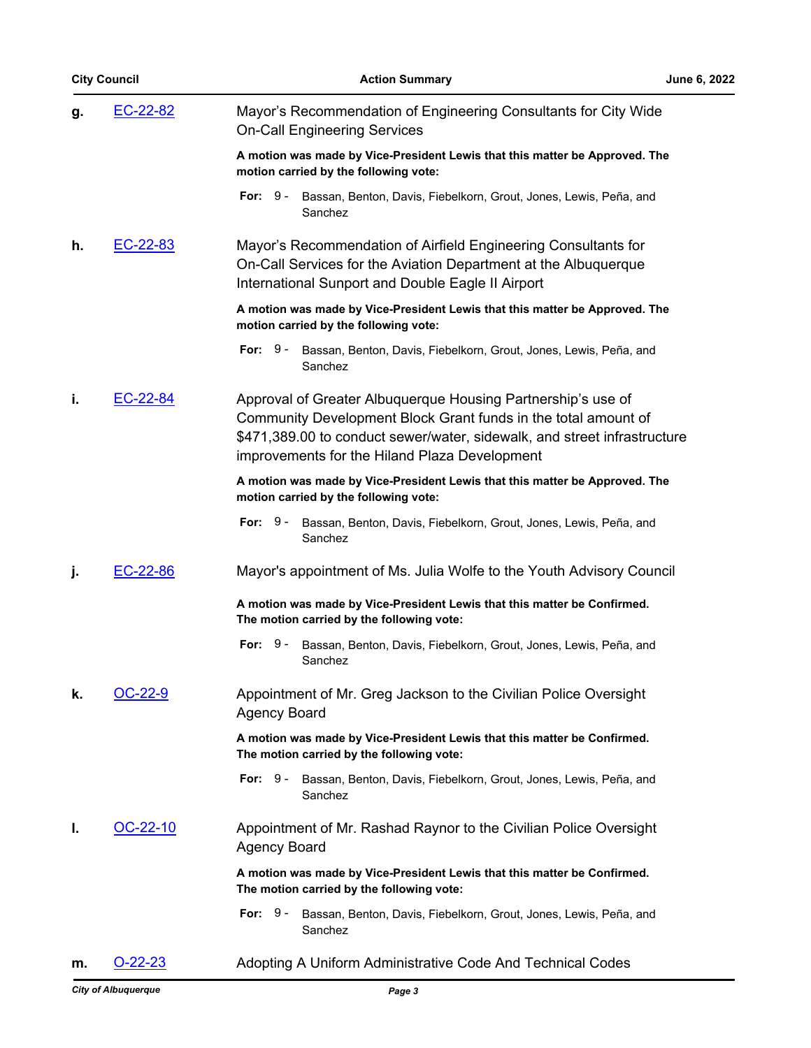**g.** EC-22-82 Mayor's Recommendation of Engineering Consultants for City Wide On-Call Engineering Services

**A motion was made by Vice-President Lewis that this matter be Approved. The motion carried by the following vote:**

**For:** 9 - Bassan, Benton, Davis, Fiebelkorn, Grout, Jones, Lewis, Peña, and Sanchez

**h.** EC-22-83 Mayor's Recommendation of Airfield Engineering Consultants for On-Call Services for the Aviation Department at the Albuquerque International Sunport and Double Eagle II Airport

**A motion was made by Vice-President Lewis that this matter be Approved. The motion carried by the following vote:**

**For:** 9 - Bassan, Benton, Davis, Fiebelkorn, Grout, Jones, Lewis, Peña, and Sanchez

**i.** EC-22-84 Approval of Greater Albuquerque Housing Partnership's use of Community Development Block Grant funds in the total amount of $471,389.00 to conduct sewer/water, sidewalk, and street infrastructure improvements for the Hiland Plaza Development

**A motion was made by Vice-President Lewis that this matter be Approved. The motion carried by the following vote:**

**For:** 9 - Bassan, Benton, Davis, Fiebelkorn, Grout, Jones, Lewis, Peña, and Sanchez

**j.** EC-22-86 Mayor's appointment of Ms. Julia Wolfe to the Youth Advisory Council

**A motion was made by Vice-President Lewis that this matter be Confirmed. The motion carried by the following vote:**

**For:** 9 - Bassan, Benton, Davis, Fiebelkorn, Grout, Jones, Lewis, Peña, and Sanchez

**k.** OC-22-9 Appointment of Mr. Greg Jackson to the Civilian Police Oversight Agency Board

**A motion was made by Vice-President Lewis that this matter be Confirmed. The motion carried by the following vote:**

**For:** 9 - Bassan, Benton, Davis, Fiebelkorn, Grout, Jones, Lewis, Peña, and Sanchez

**l.** OC-22-10 Appointment of Mr. Rashad Raynor to the Civilian Police Oversight Agency Board

**A motion was made by Vice-President Lewis that this matter be Confirmed. The motion carried by the following vote:**

**For:** 9 - Bassan, Benton, Davis, Fiebelkorn, Grout, Jones, Lewis, Peña, and Sanchez

**m.** O-22-23 Adopting A Uniform Administrative Code And Technical Codes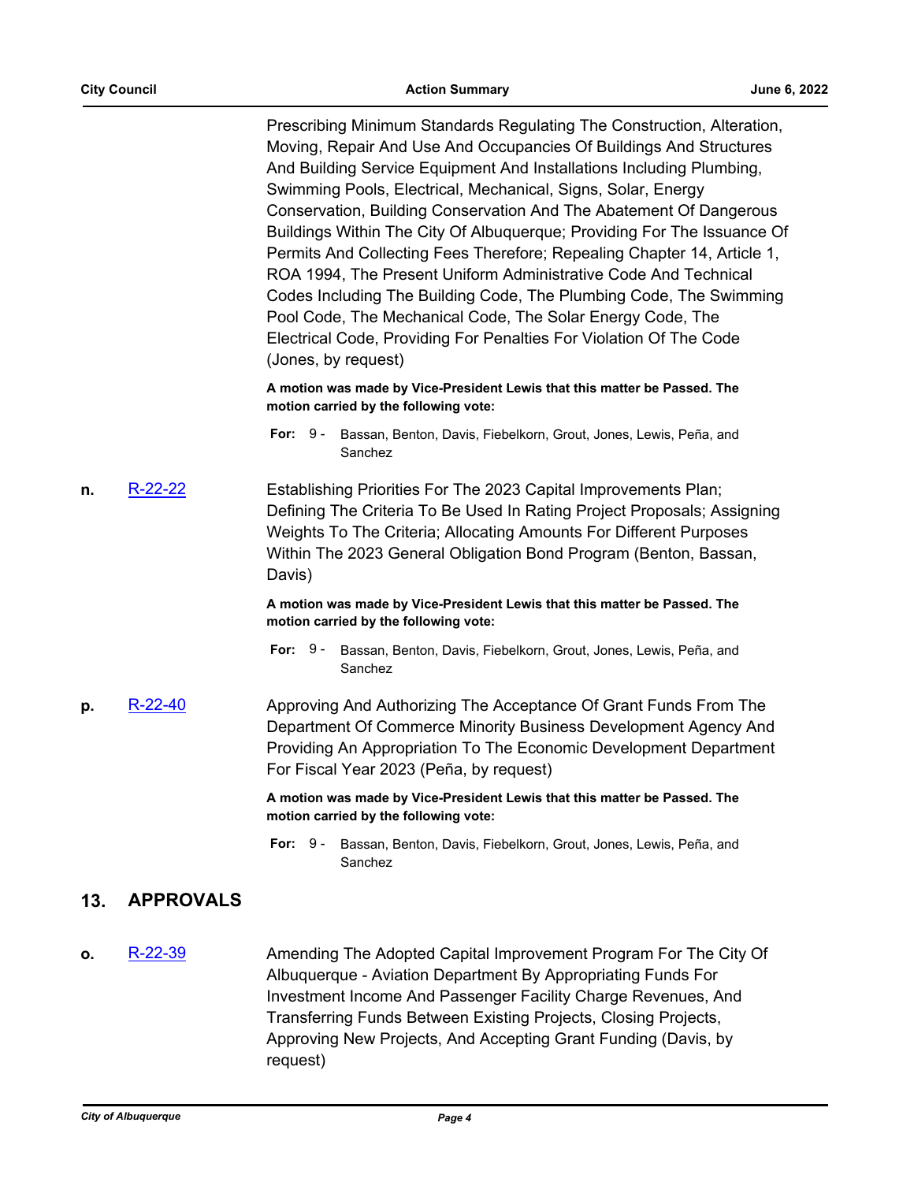Prescribing Minimum Standards Regulating The Construction, Alteration, Moving, Repair And Use And Occupancies Of Buildings And Structures And Building Service Equipment And Installations Including Plumbing, Swimming Pools, Electrical, Mechanical, Signs, Solar, Energy Conservation, Building Conservation And The Abatement Of Dangerous Buildings Within The City Of Albuquerque; Providing For The Issuance Of Permits And Collecting Fees Therefore; Repealing Chapter 14, Article 1, ROA 1994, The Present Uniform Administrative Code And Technical Codes Including The Building Code, The Plumbing Code, The Swimming Pool Code, The Mechanical Code, The Solar Energy Code, The Electrical Code, Providing For Penalties For Violation Of The Code (Jones, by request)

**A motion was made by Vice-President Lewis that this matter be Passed. The motion carried by the following vote:**

**For:** 9 - Bassan, Benton, Davis, Fiebelkorn, Grout, Jones, Lewis, Peña, and Sanchez

**n.** R-22-22

Establishing Priorities For The 2023 Capital Improvements Plan; Defining The Criteria To Be Used In Rating Project Proposals; Assigning Weights To The Criteria; Allocating Amounts For Different Purposes Within The 2023 General Obligation Bond Program (Benton, Bassan, Davis)

**A motion was made by Vice-President Lewis that this matter be Passed. The motion carried by the following vote:**

**For:** 9 - Bassan, Benton, Davis, Fiebelkorn, Grout, Jones, Lewis, Peña, and Sanchez

**p.** R-22-40

Approving And Authorizing The Acceptance Of Grant Funds From The Department Of Commerce Minority Business Development Agency And Providing An Appropriation To The Economic Development Department For Fiscal Year 2023 (Peña, by request)

**A motion was made by Vice-President Lewis that this matter be Passed. The motion carried by the following vote:**

**For:** 9 - Bassan, Benton, Davis, Fiebelkorn, Grout, Jones, Lewis, Peña, and Sanchez

## 13. APPROVALS

**o.** R-22-39

Amending The Adopted Capital Improvement Program For The City Of Albuquerque - Aviation Department By Appropriating Funds For Investment Income And Passenger Facility Charge Revenues, And Transferring Funds Between Existing Projects, Closing Projects, Approving New Projects, And Accepting Grant Funding (Davis, by request)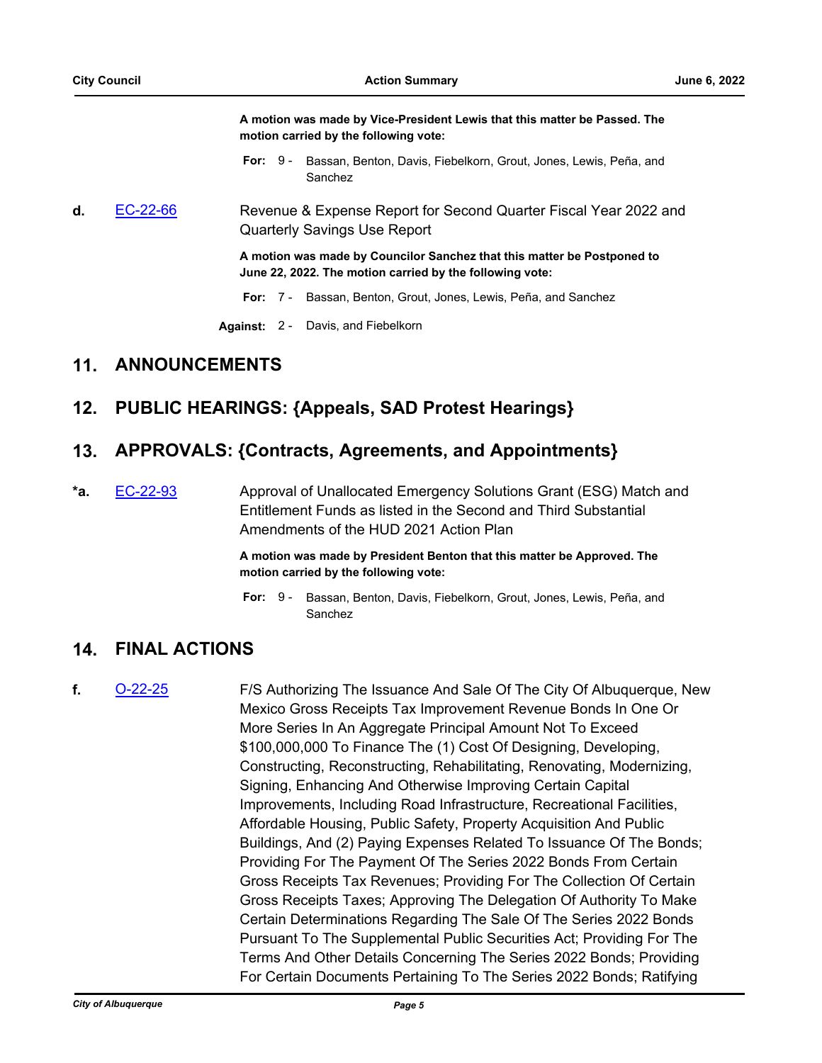**A motion was made by Vice-President Lewis that this matter be Passed. The motion carried by the following vote:**

**For:** 9 - Bassan, Benton, Davis, Fiebelkorn, Grout, Jones, Lewis, Peña, and Sanchez

**d.** EC-22-66 Revenue & Expense Report for Second Quarter Fiscal Year 2022 and Quarterly Savings Use Report

**A motion was made by Councilor Sanchez that this matter be Postponed to June 22, 2022. The motion carried by the following vote:**

**For:** 7 - Bassan, Benton, Grout, Jones, Lewis, Peña, and Sanchez

**Against:** 2 - Davis, and Fiebelkorn

## 11. ANNOUNCEMENTS

## 12. PUBLIC HEARINGS: {Appeals, SAD Protest Hearings}

## 13. APPROVALS: {Contracts, Agreements, and Appointments}

***a.** EC-22-93 Approval of Unallocated Emergency Solutions Grant (ESG) Match and Entitlement Funds as listed in the Second and Third Substantial Amendments of the HUD 2021 Action Plan

**A motion was made by President Benton that this matter be Approved. The motion carried by the following vote:**

**For:** 9 - Bassan, Benton, Davis, Fiebelkorn, Grout, Jones, Lewis, Peña, and Sanchez

## 14. FINAL ACTIONS

**f.** O-22-25 F/S Authorizing The Issuance And Sale Of The City Of Albuquerque, New Mexico Gross Receipts Tax Improvement Revenue Bonds In One Or More Series In An Aggregate Principal Amount Not To Exceed $100,000,000 To Finance The (1) Cost Of Designing, Developing, Constructing, Reconstructing, Rehabilitating, Renovating, Modernizing, Signing, Enhancing And Otherwise Improving Certain Capital Improvements, Including Road Infrastructure, Recreational Facilities, Affordable Housing, Public Safety, Property Acquisition And Public Buildings, And (2) Paying Expenses Related To Issuance Of The Bonds; Providing For The Payment Of The Series 2022 Bonds From Certain Gross Receipts Tax Revenues; Providing For The Collection Of Certain Gross Receipts Taxes; Approving The Delegation Of Authority To Make Certain Determinations Regarding The Sale Of The Series 2022 Bonds Pursuant To The Supplemental Public Securities Act; Providing For The Terms And Other Details Concerning The Series 2022 Bonds; Providing For Certain Documents Pertaining To The Series 2022 Bonds; Ratifying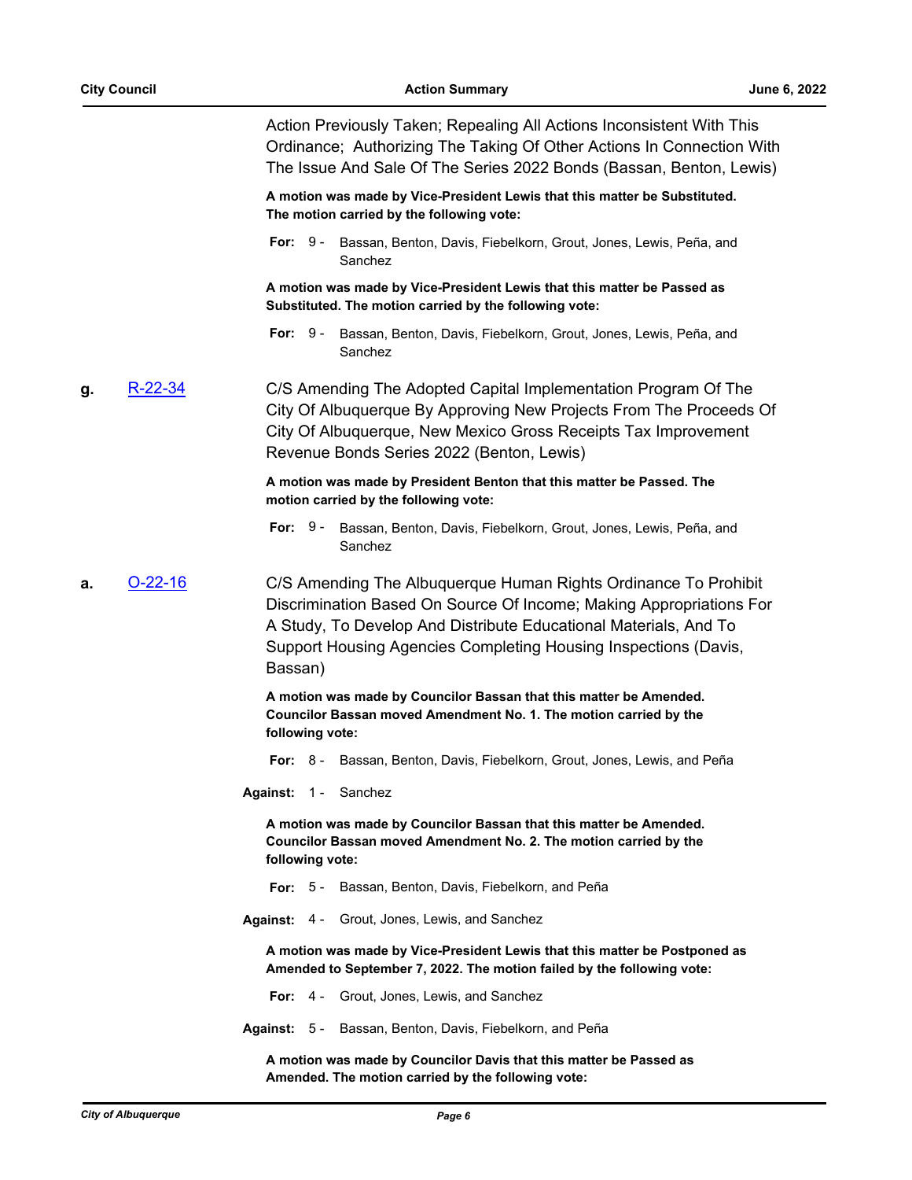Action Previously Taken; Repealing All Actions Inconsistent With This Ordinance; Authorizing The Taking Of Other Actions In Connection With The Issue And Sale Of The Series 2022 Bonds (Bassan, Benton, Lewis)

**A motion was made by Vice-President Lewis that this matter be Substituted. The motion carried by the following vote:**

**For:** 9 - Bassan, Benton, Davis, Fiebelkorn, Grout, Jones, Lewis, Peña, and Sanchez

**A motion was made by Vice-President Lewis that this matter be Passed as Substituted. The motion carried by the following vote:**

**For:** 9 - Bassan, Benton, Davis, Fiebelkorn, Grout, Jones, Lewis, Peña, and Sanchez

**g.** [R-22-34]

C/S Amending The Adopted Capital Implementation Program Of The City Of Albuquerque By Approving New Projects From The Proceeds Of City Of Albuquerque, New Mexico Gross Receipts Tax Improvement Revenue Bonds Series 2022 (Benton, Lewis)

**A motion was made by President Benton that this matter be Passed. The motion carried by the following vote:**

**For:** 9 - Bassan, Benton, Davis, Fiebelkorn, Grout, Jones, Lewis, Peña, and Sanchez

**a.** [O-22-16]

C/S Amending The Albuquerque Human Rights Ordinance To Prohibit Discrimination Based On Source Of Income; Making Appropriations For A Study, To Develop And Distribute Educational Materials, And To Support Housing Agencies Completing Housing Inspections (Davis, Bassan)

**A motion was made by Councilor Bassan that this matter be Amended. Councilor Bassan moved Amendment No. 1. The motion carried by the following vote:**

**For:** 8 - Bassan, Benton, Davis, Fiebelkorn, Grout, Jones, Lewis, and Peña

**Against:** 1 - Sanchez

**A motion was made by Councilor Bassan that this matter be Amended. Councilor Bassan moved Amendment No. 2. The motion carried by the following vote:**

**For:** 5 - Bassan, Benton, Davis, Fiebelkorn, and Peña

**Against:** 4 - Grout, Jones, Lewis, and Sanchez

**A motion was made by Vice-President Lewis that this matter be Postponed as Amended to September 7, 2022. The motion failed by the following vote:**

**For:** 4 - Grout, Jones, Lewis, and Sanchez

**Against:** 5 - Bassan, Benton, Davis, Fiebelkorn, and Peña

**A motion was made by Councilor Davis that this matter be Passed as Amended. The motion carried by the following vote:**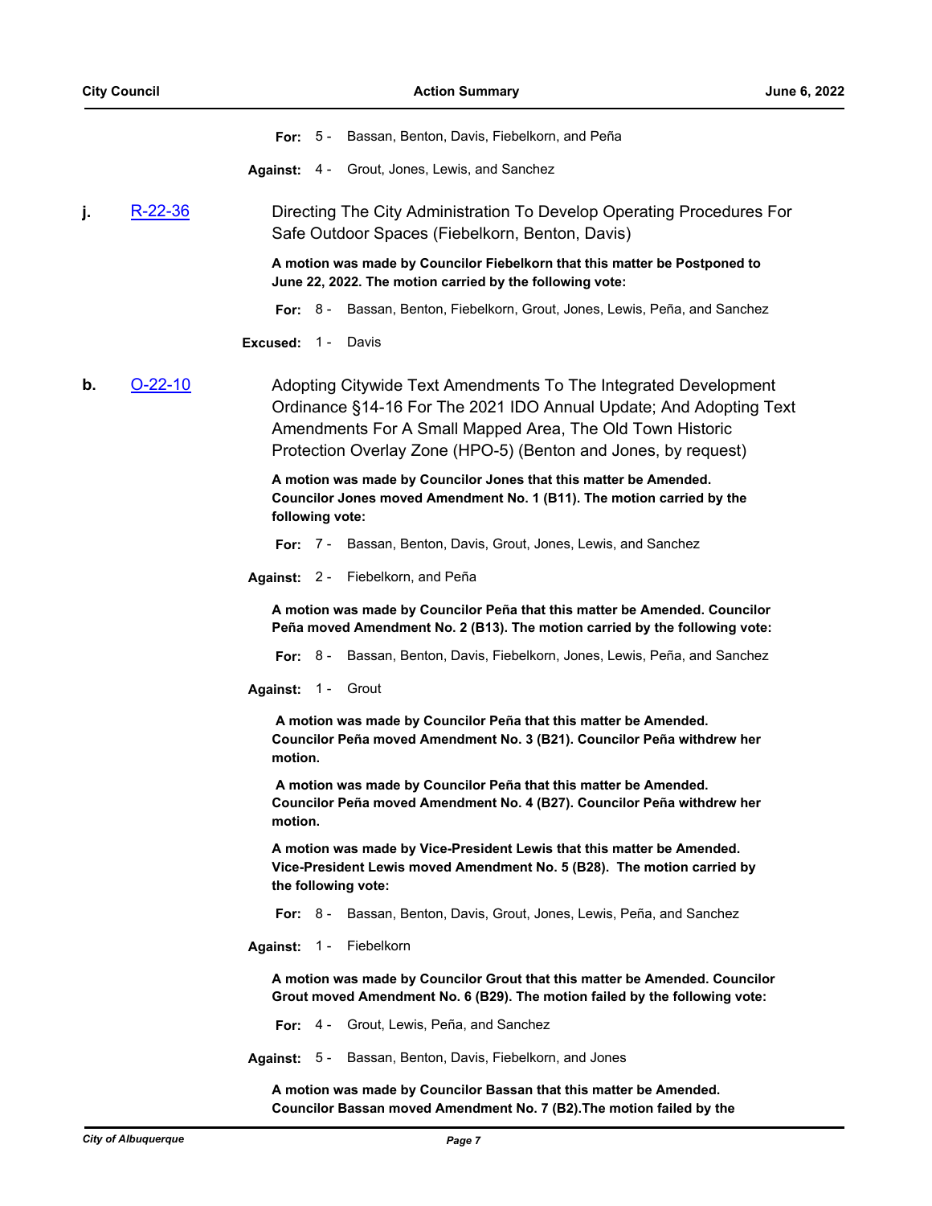**For:** 5 - Bassan, Benton, Davis, Fiebelkorn, and Peña

**Against:** 4 - Grout, Jones, Lewis, and Sanchez

**j.** R-22-36 Directing The City Administration To Develop Operating Procedures For Safe Outdoor Spaces (Fiebelkorn, Benton, Davis)

**A motion was made by Councilor Fiebelkorn that this matter be Postponed to June 22, 2022. The motion carried by the following vote:**

**For:** 8 - Bassan, Benton, Fiebelkorn, Grout, Jones, Lewis, Peña, and Sanchez

**Excused:** 1 - Davis

**b.** O-22-10 Adopting Citywide Text Amendments To The Integrated Development Ordinance §14-16 For The 2021 IDO Annual Update; And Adopting Text Amendments For A Small Mapped Area, The Old Town Historic Protection Overlay Zone (HPO-5) (Benton and Jones, by request)

**A motion was made by Councilor Jones that this matter be Amended. Councilor Jones moved Amendment No. 1 (B11). The motion carried by the following vote:**

**For:** 7 - Bassan, Benton, Davis, Grout, Jones, Lewis, and Sanchez

**Against:** 2 - Fiebelkorn, and Peña

**A motion was made by Councilor Peña that this matter be Amended. Councilor Peña moved Amendment No. 2 (B13). The motion carried by the following vote:**

**For:** 8 - Bassan, Benton, Davis, Fiebelkorn, Jones, Lewis, Peña, and Sanchez

**Against:** 1 - Grout

**A motion was made by Councilor Peña that this matter be Amended. Councilor Peña moved Amendment No. 3 (B21). Councilor Peña withdrew her motion.**

**A motion was made by Councilor Peña that this matter be Amended. Councilor Peña moved Amendment No. 4 (B27). Councilor Peña withdrew her motion.**

**A motion was made by Vice-President Lewis that this matter be Amended. Vice-President Lewis moved Amendment No. 5 (B28). The motion carried by the following vote:**

**For:** 8 - Bassan, Benton, Davis, Grout, Jones, Lewis, Peña, and Sanchez

**Against:** 1 - Fiebelkorn

**A motion was made by Councilor Grout that this matter be Amended. Councilor Grout moved Amendment No. 6 (B29). The motion failed by the following vote:**

**For:** 4 - Grout, Lewis, Peña, and Sanchez

**Against:** 5 - Bassan, Benton, Davis, Fiebelkorn, and Jones

**A motion was made by Councilor Bassan that this matter be Amended. Councilor Bassan moved Amendment No. 7 (B2).The motion failed by the**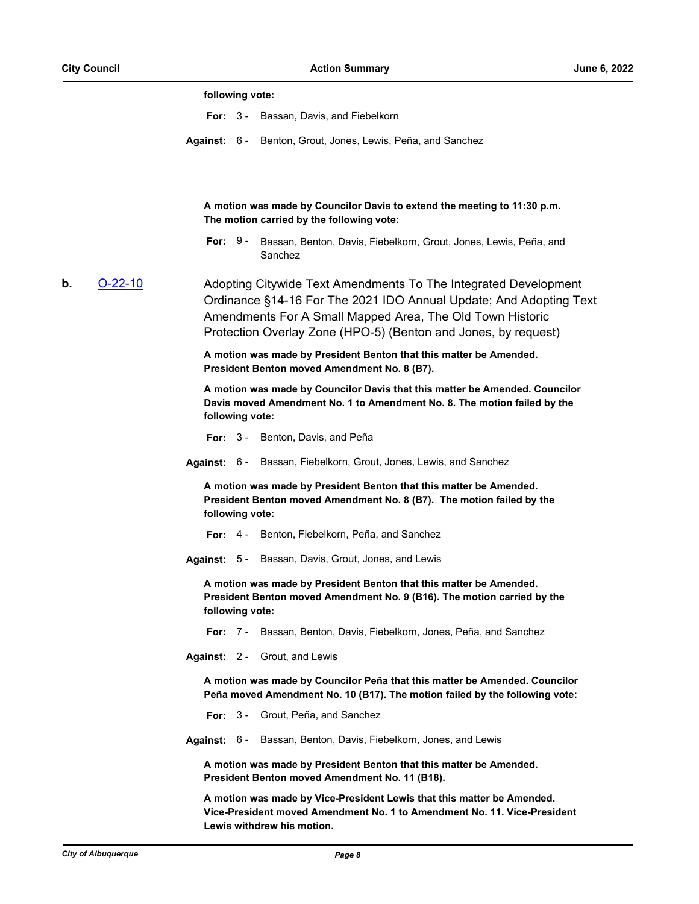**following vote:**

**For:** 3 - Bassan, Davis, and Fiebelkorn

**Against:** 6 - Benton, Grout, Jones, Lewis, Peña, and Sanchez

**A motion was made by Councilor Davis to extend the meeting to 11:30 p.m. The motion carried by the following vote:**

**For:** 9 - Bassan, Benton, Davis, Fiebelkorn, Grout, Jones, Lewis, Peña, and Sanchez

**b.** [O-22-10] Adopting Citywide Text Amendments To The Integrated Development Ordinance §14-16 For The 2021 IDO Annual Update; And Adopting Text Amendments For A Small Mapped Area, The Old Town Historic Protection Overlay Zone (HPO-5) (Benton and Jones, by request)

**A motion was made by President Benton that this matter be Amended. President Benton moved Amendment No. 8 (B7).**

**A motion was made by Councilor Davis that this matter be Amended. Councilor Davis moved Amendment No. 1 to Amendment No. 8. The motion failed by the following vote:**

**For:** 3 - Benton, Davis, and Peña

**Against:** 6 - Bassan, Fiebelkorn, Grout, Jones, Lewis, and Sanchez

**A motion was made by President Benton that this matter be Amended. President Benton moved Amendment No. 8 (B7). The motion failed by the following vote:**

**For:** 4 - Benton, Fiebelkorn, Peña, and Sanchez

**Against:** 5 - Bassan, Davis, Grout, Jones, and Lewis

**A motion was made by President Benton that this matter be Amended. President Benton moved Amendment No. 9 (B16). The motion carried by the following vote:**

**For:** 7 - Bassan, Benton, Davis, Fiebelkorn, Jones, Peña, and Sanchez

**Against:** 2 - Grout, and Lewis

**A motion was made by Councilor Peña that this matter be Amended. Councilor Peña moved Amendment No. 10 (B17). The motion failed by the following vote:**

**For:** 3 - Grout, Peña, and Sanchez

**Against:** 6 - Bassan, Benton, Davis, Fiebelkorn, Jones, and Lewis

**A motion was made by President Benton that this matter be Amended. President Benton moved Amendment No. 11 (B18).**

**A motion was made by Vice-President Lewis that this matter be Amended. Vice-President moved Amendment No. 1 to Amendment No. 11. Vice-President Lewis withdrew his motion.**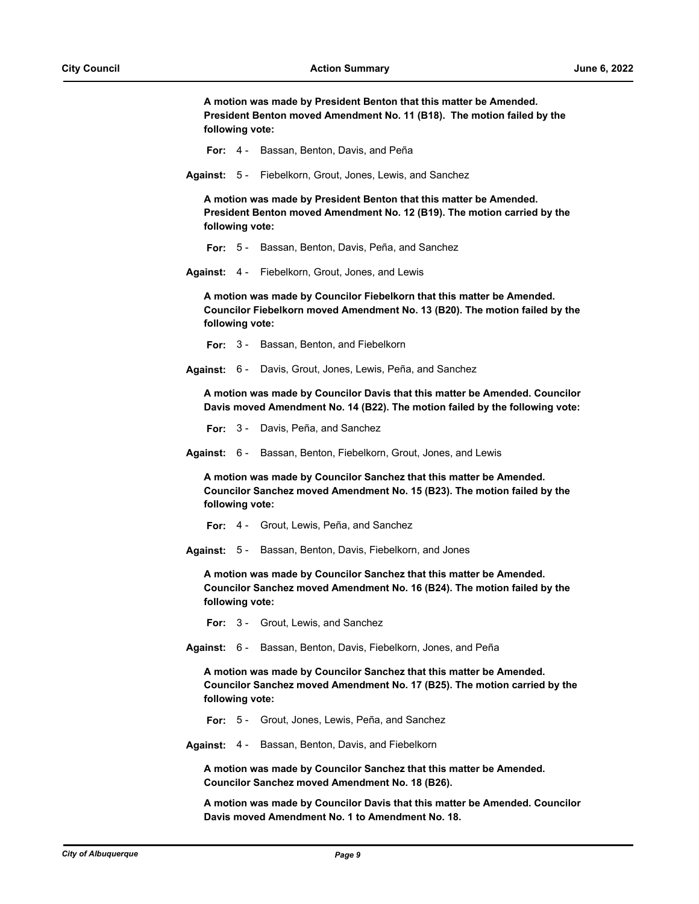**A motion was made by President Benton that this matter be Amended. President Benton moved Amendment No. 11 (B18). The motion failed by the following vote:**

**For:** 4 - Bassan, Benton, Davis, and Peña

**Against:** 5 - Fiebelkorn, Grout, Jones, Lewis, and Sanchez

**A motion was made by President Benton that this matter be Amended. President Benton moved Amendment No. 12 (B19). The motion carried by the following vote:**

**For:** 5 - Bassan, Benton, Davis, Peña, and Sanchez

**Against:** 4 - Fiebelkorn, Grout, Jones, and Lewis

**A motion was made by Councilor Fiebelkorn that this matter be Amended. Councilor Fiebelkorn moved Amendment No. 13 (B20). The motion failed by the following vote:**

**For:** 3 - Bassan, Benton, and Fiebelkorn

**Against:** 6 - Davis, Grout, Jones, Lewis, Peña, and Sanchez

**A motion was made by Councilor Davis that this matter be Amended. Councilor Davis moved Amendment No. 14 (B22). The motion failed by the following vote:**

**For:** 3 - Davis, Peña, and Sanchez

**Against:** 6 - Bassan, Benton, Fiebelkorn, Grout, Jones, and Lewis

**A motion was made by Councilor Sanchez that this matter be Amended. Councilor Sanchez moved Amendment No. 15 (B23). The motion failed by the following vote:**

**For:** 4 - Grout, Lewis, Peña, and Sanchez

**Against:** 5 - Bassan, Benton, Davis, Fiebelkorn, and Jones

**A motion was made by Councilor Sanchez that this matter be Amended. Councilor Sanchez moved Amendment No. 16 (B24). The motion failed by the following vote:**

**For:** 3 - Grout, Lewis, and Sanchez

**Against:** 6 - Bassan, Benton, Davis, Fiebelkorn, Jones, and Peña

**A motion was made by Councilor Sanchez that this matter be Amended. Councilor Sanchez moved Amendment No. 17 (B25). The motion carried by the following vote:**

**For:** 5 - Grout, Jones, Lewis, Peña, and Sanchez

**Against:** 4 - Bassan, Benton, Davis, and Fiebelkorn

**A motion was made by Councilor Sanchez that this matter be Amended. Councilor Sanchez moved Amendment No. 18 (B26).**

**A motion was made by Councilor Davis that this matter be Amended. Councilor Davis moved Amendment No. 1 to Amendment No. 18.**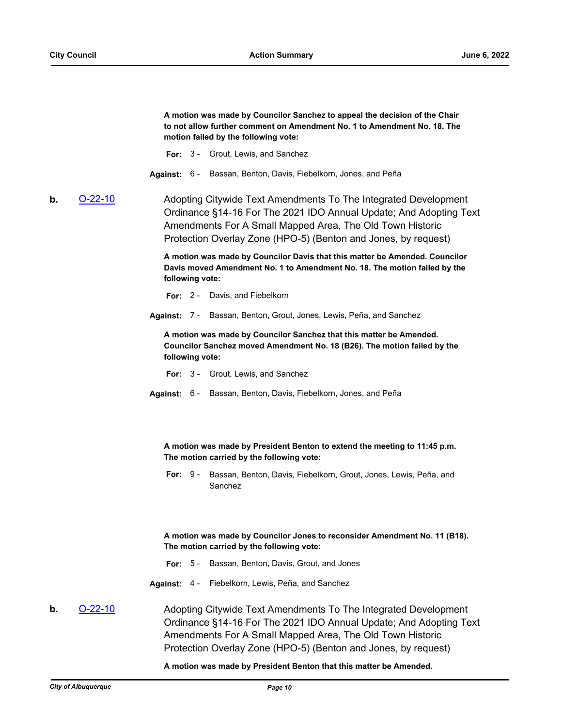**A motion was made by Councilor Sanchez to appeal the decision of the Chair to not allow further comment on Amendment No. 1 to Amendment No. 18. The motion failed by the following vote:**

**For:** 3 - Grout, Lewis, and Sanchez

**Against:** 6 - Bassan, Benton, Davis, Fiebelkorn, Jones, and Peña

**b.** O-22-10 Adopting Citywide Text Amendments To The Integrated Development Ordinance §14-16 For The 2021 IDO Annual Update; And Adopting Text Amendments For A Small Mapped Area, The Old Town Historic Protection Overlay Zone (HPO-5) (Benton and Jones, by request)

**A motion was made by Councilor Davis that this matter be Amended. Councilor Davis moved Amendment No. 1 to Amendment No. 18. The motion failed by the following vote:**

**For:** 2 - Davis, and Fiebelkorn

**Against:** 7 - Bassan, Benton, Grout, Jones, Lewis, Peña, and Sanchez

**A motion was made by Councilor Sanchez that this matter be Amended. Councilor Sanchez moved Amendment No. 18 (B26). The motion failed by the following vote:**

**For:** 3 - Grout, Lewis, and Sanchez

**Against:** 6 - Bassan, Benton, Davis, Fiebelkorn, Jones, and Peña

**A motion was made by President Benton to extend the meeting to 11:45 p.m. The motion carried by the following vote:**

**For:** 9 - Bassan, Benton, Davis, Fiebelkorn, Grout, Jones, Lewis, Peña, and Sanchez

**A motion was made by Councilor Jones to reconsider Amendment No. 11 (B18). The motion carried by the following vote:**

**For:** 5 - Bassan, Benton, Davis, Grout, and Jones

**Against:** 4 - Fiebelkorn, Lewis, Peña, and Sanchez

**b.** O-22-10 Adopting Citywide Text Amendments To The Integrated Development Ordinance §14-16 For The 2021 IDO Annual Update; And Adopting Text Amendments For A Small Mapped Area, The Old Town Historic Protection Overlay Zone (HPO-5) (Benton and Jones, by request)

**A motion was made by President Benton that this matter be Amended.**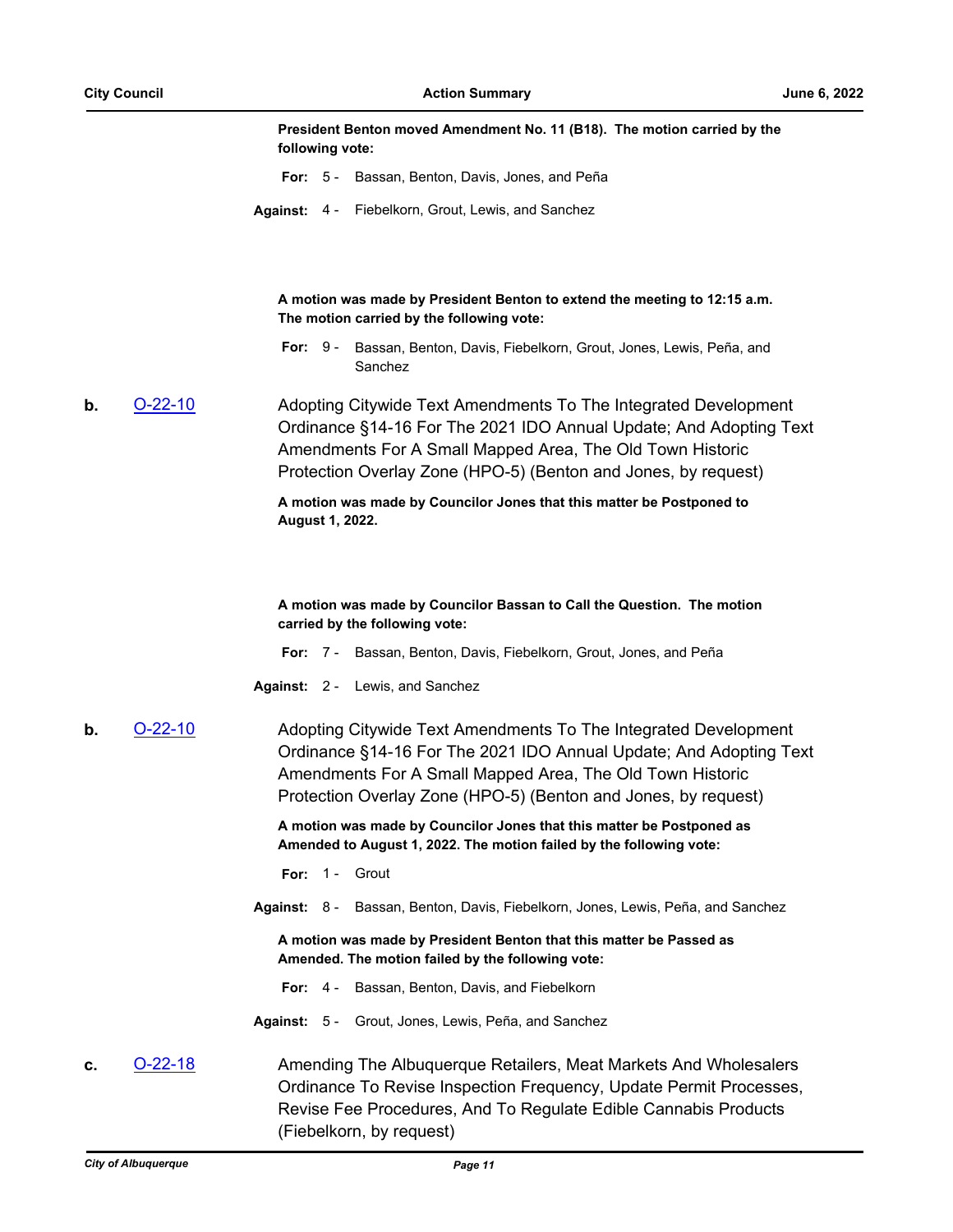**President Benton moved Amendment No. 11 (B18). The motion carried by the following vote:**

**For:** 5 - Bassan, Benton, Davis, Jones, and Peña

**Against:** 4 - Fiebelkorn, Grout, Lewis, and Sanchez

**A motion was made by President Benton to extend the meeting to 12:15 a.m. The motion carried by the following vote:**

**For:** 9 - Bassan, Benton, Davis, Fiebelkorn, Grout, Jones, Lewis, Peña, and Sanchez

**b.** O-22-10 Adopting Citywide Text Amendments To The Integrated Development Ordinance §14-16 For The 2021 IDO Annual Update; And Adopting Text Amendments For A Small Mapped Area, The Old Town Historic Protection Overlay Zone (HPO-5) (Benton and Jones, by request)

**A motion was made by Councilor Jones that this matter be Postponed to August 1, 2022.**

**A motion was made by Councilor Bassan to Call the Question. The motion carried by the following vote:**

**For:** 7 - Bassan, Benton, Davis, Fiebelkorn, Grout, Jones, and Peña

**Against:** 2 - Lewis, and Sanchez

**b.** O-22-10 Adopting Citywide Text Amendments To The Integrated Development Ordinance §14-16 For The 2021 IDO Annual Update; And Adopting Text Amendments For A Small Mapped Area, The Old Town Historic Protection Overlay Zone (HPO-5) (Benton and Jones, by request)

**A motion was made by Councilor Jones that this matter be Postponed as Amended to August 1, 2022. The motion failed by the following vote:**

**For:** 1 - Grout

**Against:** 8 - Bassan, Benton, Davis, Fiebelkorn, Jones, Lewis, Peña, and Sanchez

**A motion was made by President Benton that this matter be Passed as Amended. The motion failed by the following vote:**

**For:** 4 - Bassan, Benton, Davis, and Fiebelkorn

**Against:** 5 - Grout, Jones, Lewis, Peña, and Sanchez

**c.** O-22-18 Amending The Albuquerque Retailers, Meat Markets And Wholesalers Ordinance To Revise Inspection Frequency, Update Permit Processes, Revise Fee Procedures, And To Regulate Edible Cannabis Products (Fiebelkorn, by request)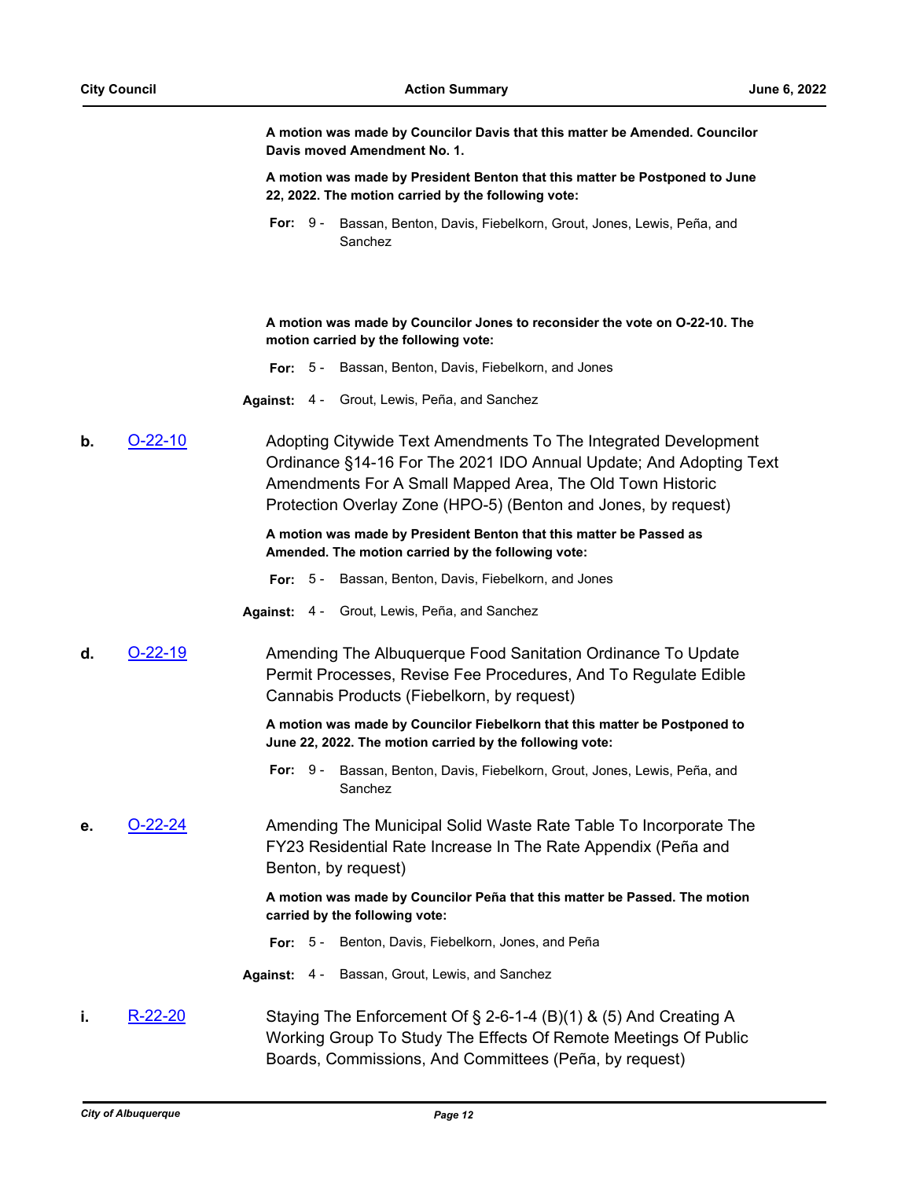**A motion was made by Councilor Davis that this matter be Amended. Councilor Davis moved Amendment No. 1.**

**A motion was made by President Benton that this matter be Postponed to June 22, 2022. The motion carried by the following vote:**

**For:** 9 - Bassan, Benton, Davis, Fiebelkorn, Grout, Jones, Lewis, Peña, and Sanchez

**A motion was made by Councilor Jones to reconsider the vote on O-22-10. The motion carried by the following vote:**

**For:** 5 - Bassan, Benton, Davis, Fiebelkorn, and Jones

**Against:** 4 - Grout, Lewis, Peña, and Sanchez

**b.** O-22-10 Adopting Citywide Text Amendments To The Integrated Development Ordinance §14-16 For The 2021 IDO Annual Update; And Adopting Text Amendments For A Small Mapped Area, The Old Town Historic Protection Overlay Zone (HPO-5) (Benton and Jones, by request)

**A motion was made by President Benton that this matter be Passed as Amended. The motion carried by the following vote:**

**For:** 5 - Bassan, Benton, Davis, Fiebelkorn, and Jones

**Against:** 4 - Grout, Lewis, Peña, and Sanchez

**d.** O-22-19 Amending The Albuquerque Food Sanitation Ordinance To Update Permit Processes, Revise Fee Procedures, And To Regulate Edible Cannabis Products (Fiebelkorn, by request)

**A motion was made by Councilor Fiebelkorn that this matter be Postponed to June 22, 2022. The motion carried by the following vote:**

**For:** 9 - Bassan, Benton, Davis, Fiebelkorn, Grout, Jones, Lewis, Peña, and Sanchez

**e.** O-22-24 Amending The Municipal Solid Waste Rate Table To Incorporate The FY23 Residential Rate Increase In The Rate Appendix (Peña and Benton, by request)

**A motion was made by Councilor Peña that this matter be Passed. The motion carried by the following vote:**

**For:** 5 - Benton, Davis, Fiebelkorn, Jones, and Peña

**Against:** 4 - Bassan, Grout, Lewis, and Sanchez

**i.** R-22-20 Staying The Enforcement Of § 2-6-1-4 (B)(1) & (5) And Creating A Working Group To Study The Effects Of Remote Meetings Of Public Boards, Commissions, And Committees (Peña, by request)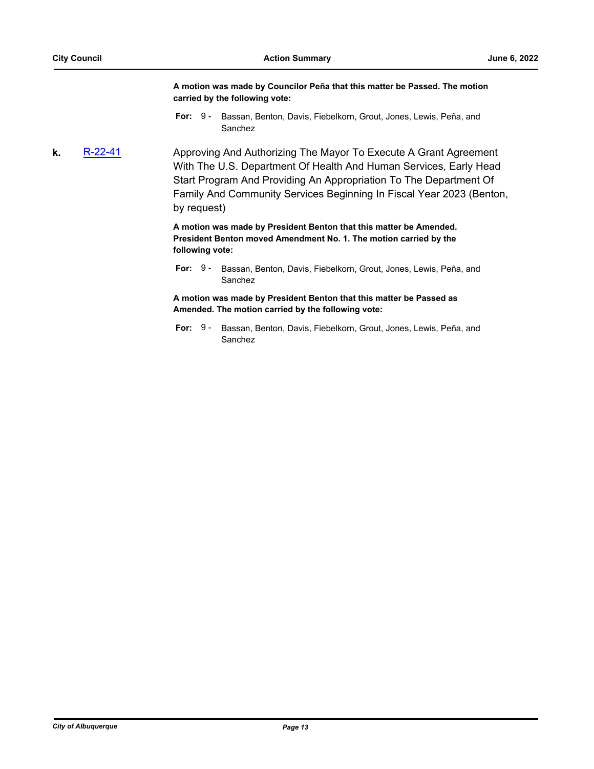**A motion was made by Councilor Peña that this matter be Passed. The motion carried by the following vote:**

**For:** 9 - Bassan, Benton, Davis, Fiebelkorn, Grout, Jones, Lewis, Peña, and Sanchez

**k.** R-22-41

Approving And Authorizing The Mayor To Execute A Grant Agreement With The U.S. Department Of Health And Human Services, Early Head Start Program And Providing An Appropriation To The Department Of Family And Community Services Beginning In Fiscal Year 2023 (Benton, by request)

**A motion was made by President Benton that this matter be Amended. President Benton moved Amendment No. 1. The motion carried by the following vote:**

**For:** 9 - Bassan, Benton, Davis, Fiebelkorn, Grout, Jones, Lewis, Peña, and Sanchez

**A motion was made by President Benton that this matter be Passed as Amended. The motion carried by the following vote:**

**For:** 9 - Bassan, Benton, Davis, Fiebelkorn, Grout, Jones, Lewis, Peña, and Sanchez